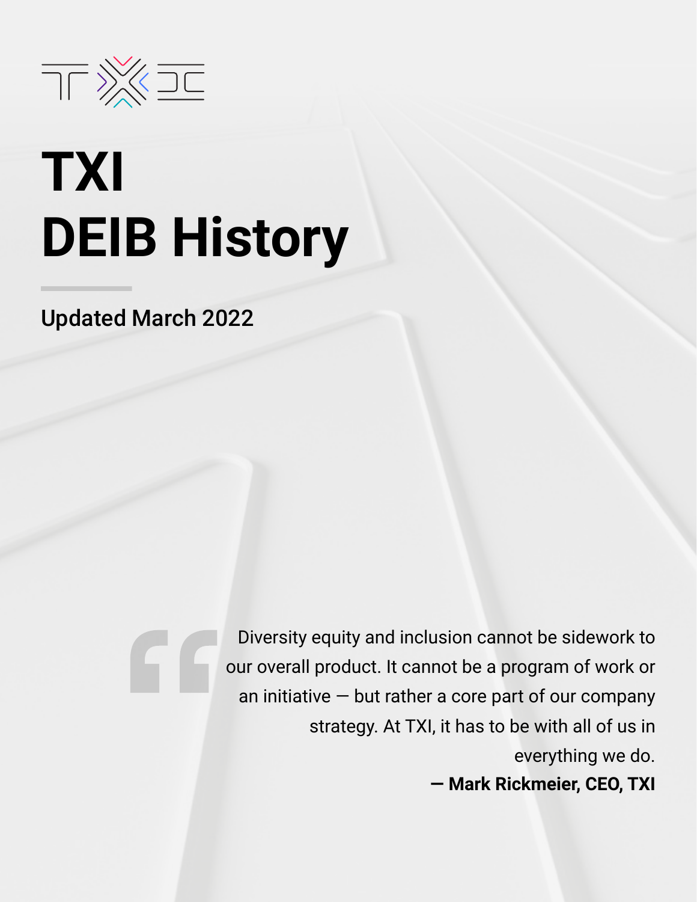# TXI DEIB History

**Updated March 2022**

> Diversity equity and inclusion cannot be sidework to our overall product. It cannot be a program of work or an initiative — but rather a core part of our company strategy. At TXI, it has to be with all of us in everything we do.
>
> **— Mark Rickmeier, CEO, TXI**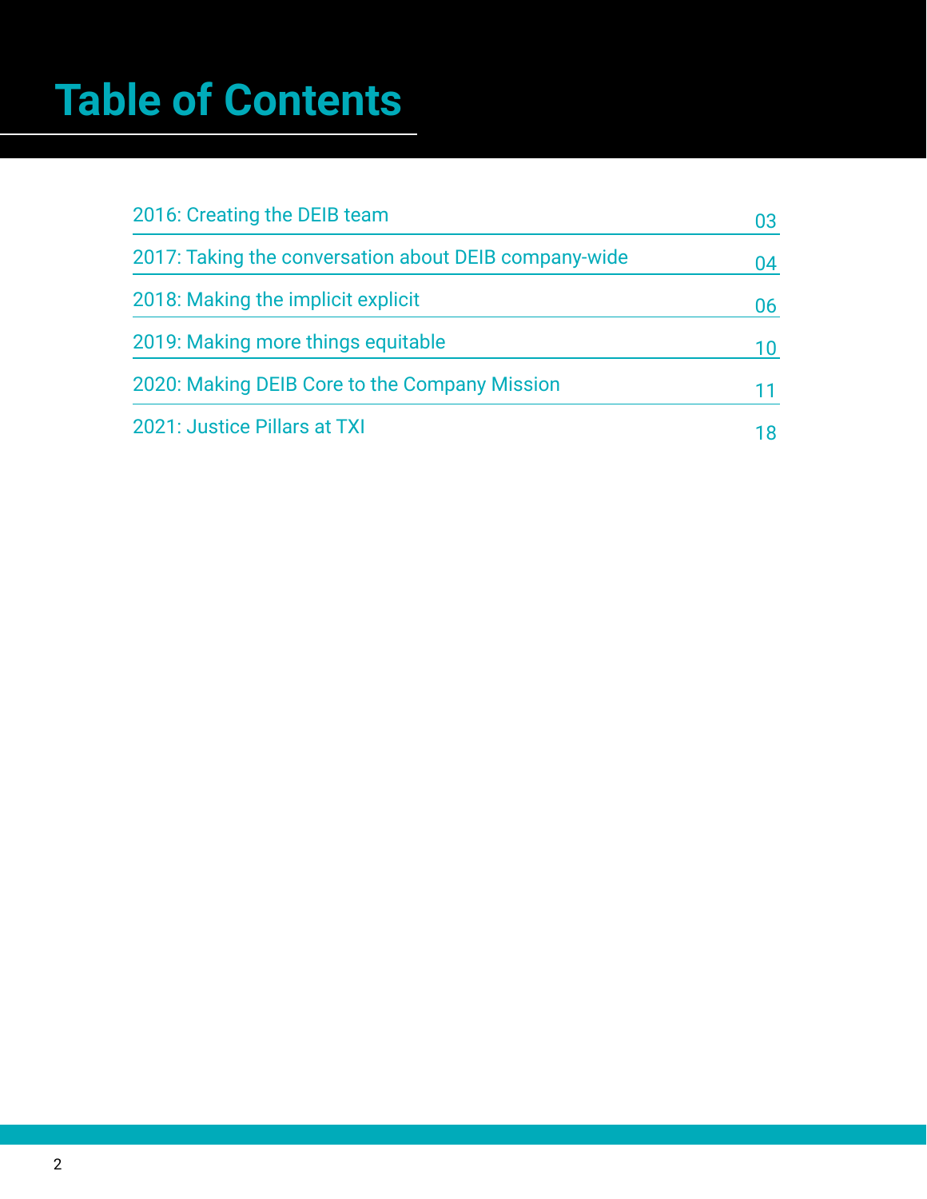# Table of Contents

| | |
|---|---|
| 2016: Creating the DEIB team | 03 |
| 2017: Taking the conversation about DEIB company-wide | 04 |
| 2018: Making the implicit explicit | 06 |
| 2019: Making more things equitable | 10 |
| 2020: Making DEIB Core to the Company Mission | 11 |
| 2021: Justice Pillars at TXI | 18 |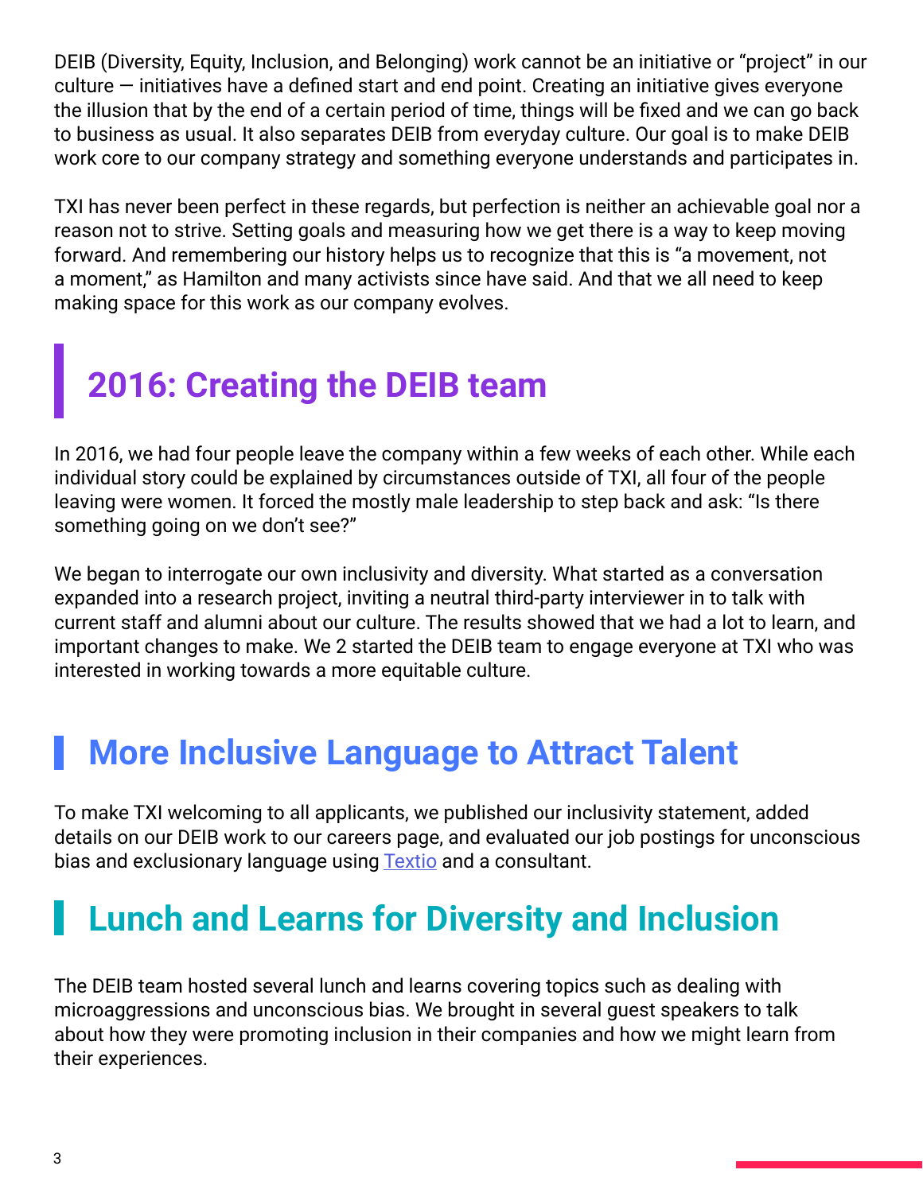DEIB (Diversity, Equity, Inclusion, and Belonging) work cannot be an initiative or "project" in our culture — initiatives have a defined start and end point. Creating an initiative gives everyone the illusion that by the end of a certain period of time, things will be fixed and we can go back to business as usual. It also separates DEIB from everyday culture. Our goal is to make DEIB work core to our company strategy and something everyone understands and participates in.

TXI has never been perfect in these regards, but perfection is neither an achievable goal nor a reason not to strive. Setting goals and measuring how we get there is a way to keep moving forward. And remembering our history helps us to recognize that this is "a movement, not a moment," as Hamilton and many activists since have said. And that we all need to keep making space for this work as our company evolves.

## 2016: Creating the DEIB team

In 2016, we had four people leave the company within a few weeks of each other. While each individual story could be explained by circumstances outside of TXI, all four of the people leaving were women. It forced the mostly male leadership to step back and ask: "Is there something going on we don't see?"

We began to interrogate our own inclusivity and diversity. What started as a conversation expanded into a research project, inviting a neutral third-party interviewer in to talk with current staff and alumni about our culture. The results showed that we had a lot to learn, and important changes to make. We 2 started the DEIB team to engage everyone at TXI who was interested in working towards a more equitable culture.

### More Inclusive Language to Attract Talent

To make TXI welcoming to all applicants, we published our inclusivity statement, added details on our DEIB work to our careers page, and evaluated our job postings for unconscious bias and exclusionary language using Textio and a consultant.

### Lunch and Learns for Diversity and Inclusion

The DEIB team hosted several lunch and learns covering topics such as dealing with microaggressions and unconscious bias. We brought in several guest speakers to talk about how they were promoting inclusion in their companies and how we might learn from their experiences.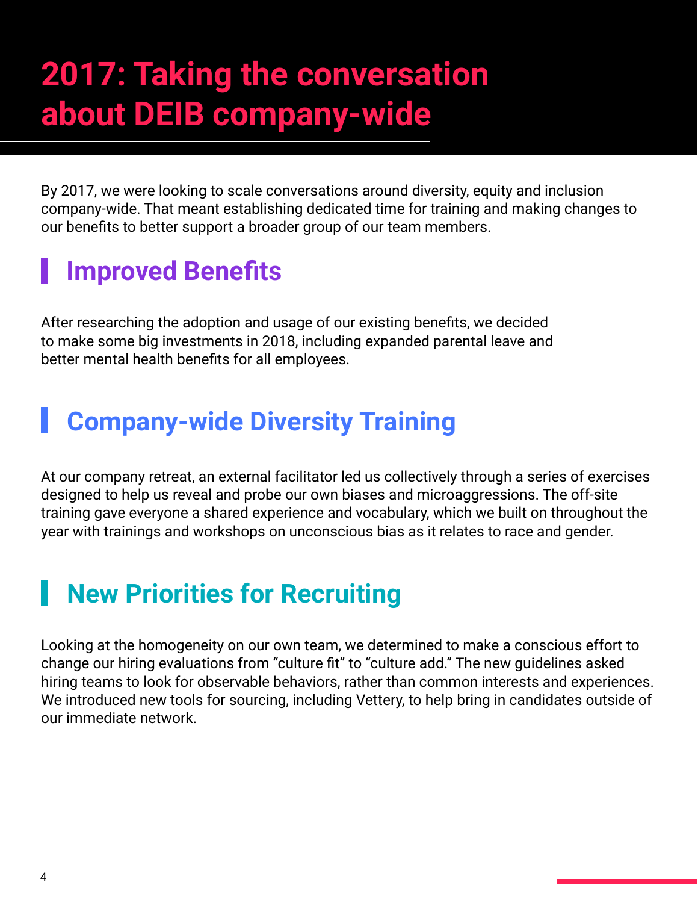# 2017: Taking the conversation about DEIB company-wide

By 2017, we were looking to scale conversations around diversity, equity and inclusion company-wide. That meant establishing dedicated time for training and making changes to our benefits to better support a broader group of our team members.

## Improved Benefits

After researching the adoption and usage of our existing benefits, we decided to make some big investments in 2018, including expanded parental leave and better mental health benefits for all employees.

## Company-wide Diversity Training

At our company retreat, an external facilitator led us collectively through a series of exercises designed to help us reveal and probe our own biases and microaggressions. The off-site training gave everyone a shared experience and vocabulary, which we built on throughout the year with trainings and workshops on unconscious bias as it relates to race and gender.

## New Priorities for Recruiting

Looking at the homogeneity on our own team, we determined to make a conscious effort to change our hiring evaluations from "culture fit" to "culture add." The new guidelines asked hiring teams to look for observable behaviors, rather than common interests and experiences. We introduced new tools for sourcing, including Vettery, to help bring in candidates outside of our immediate network.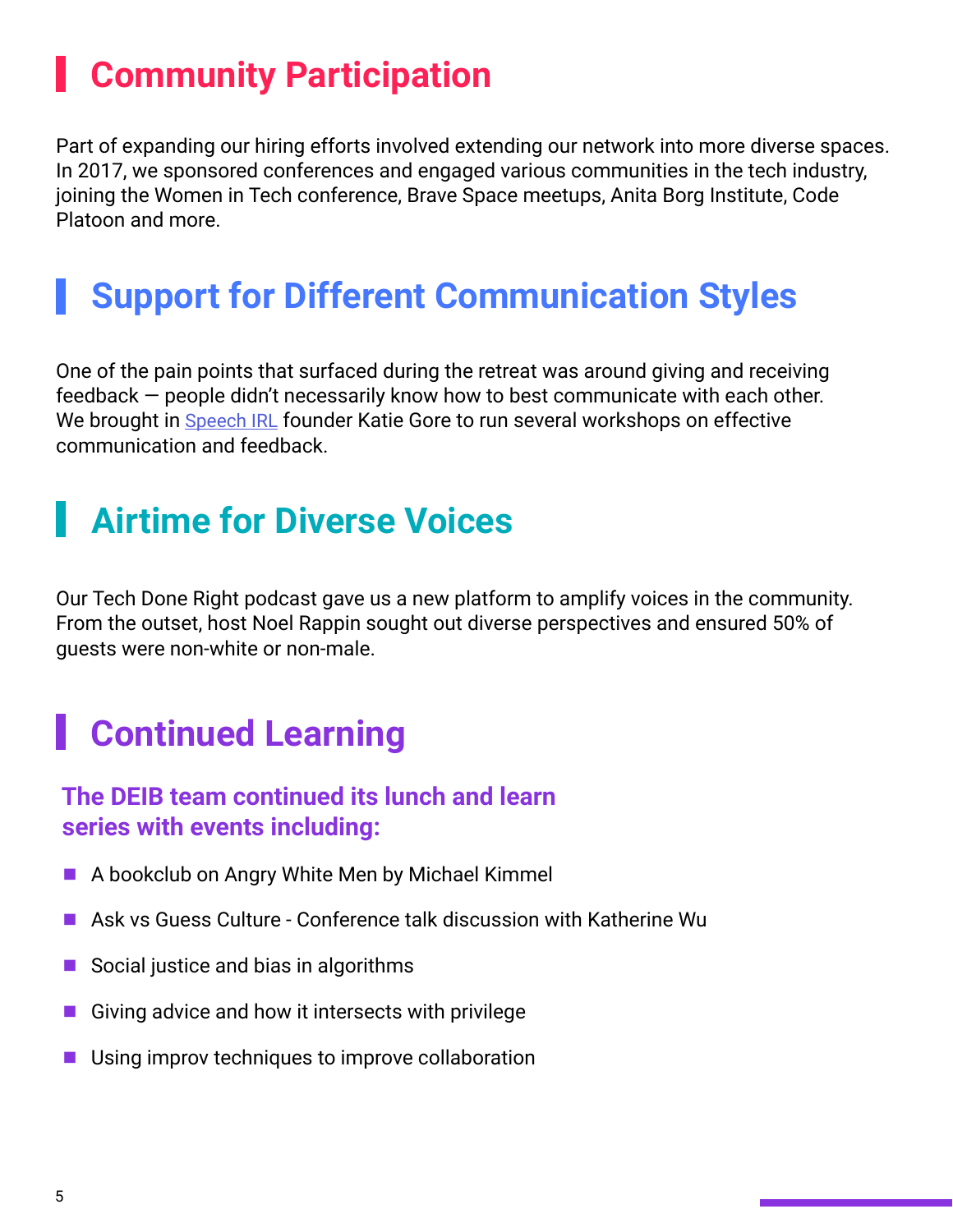## Community Participation

Part of expanding our hiring efforts involved extending our network into more diverse spaces. In 2017, we sponsored conferences and engaged various communities in the tech industry, joining the Women in Tech conference, Brave Space meetups, Anita Borg Institute, Code Platoon and more.

## Support for Different Communication Styles

One of the pain points that surfaced during the retreat was around giving and receiving feedback — people didn't necessarily know how to best communicate with each other. We brought in Speech IRL founder Katie Gore to run several workshops on effective communication and feedback.

## Airtime for Diverse Voices

Our Tech Done Right podcast gave us a new platform to amplify voices in the community. From the outset, host Noel Rappin sought out diverse perspectives and ensured 50% of guests were non-white or non-male.

## Continued Learning

### The DEIB team continued its lunch and learn series with events including:

- A bookclub on Angry White Men by Michael Kimmel
- Ask vs Guess Culture - Conference talk discussion with Katherine Wu
- Social justice and bias in algorithms
- Giving advice and how it intersects with privilege
- Using improv techniques to improve collaboration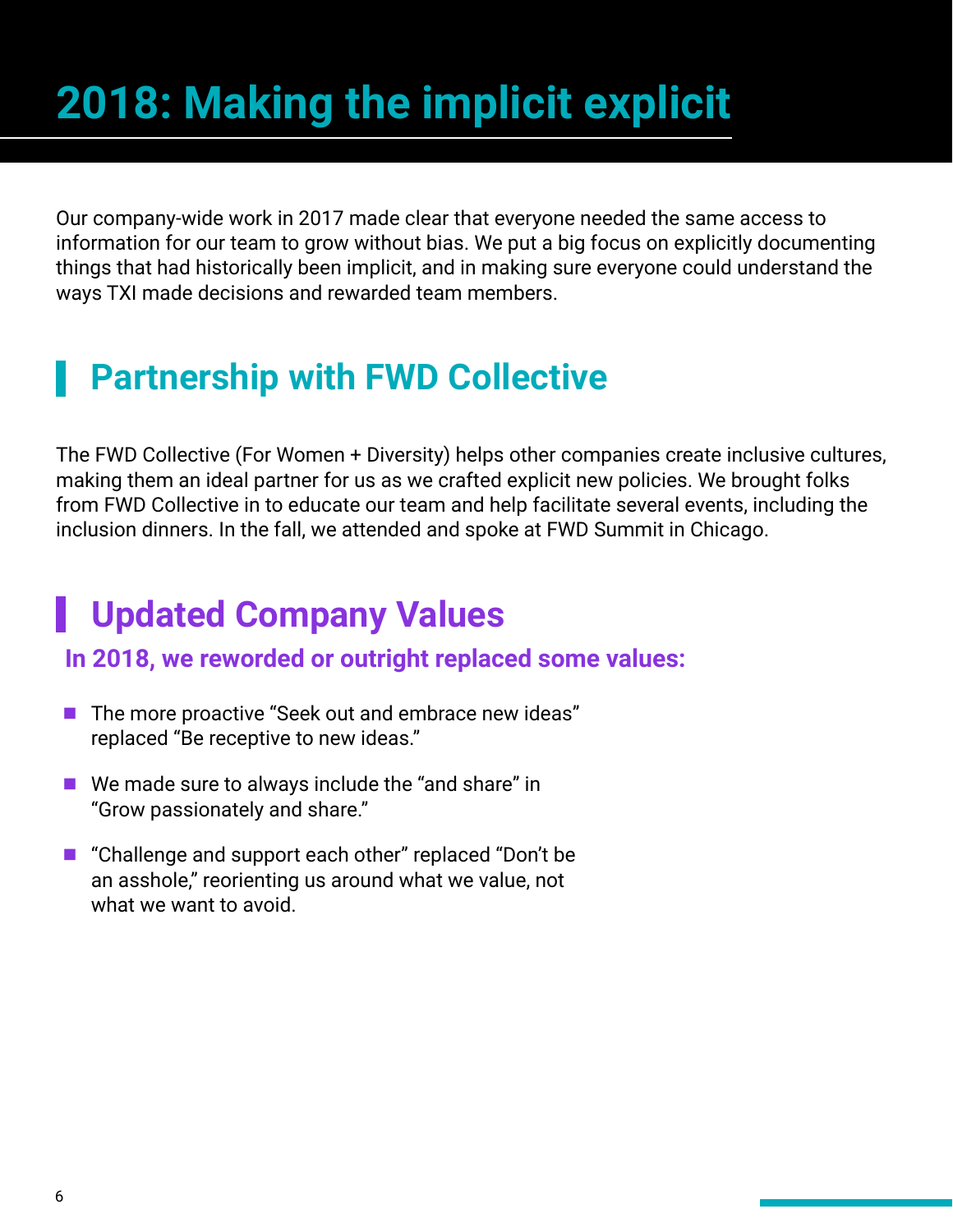# 2018: Making the implicit explicit

Our company-wide work in 2017 made clear that everyone needed the same access to information for our team to grow without bias. We put a big focus on explicitly documenting things that had historically been implicit, and in making sure everyone could understand the ways TXI made decisions and rewarded team members.

## Partnership with FWD Collective

The FWD Collective (For Women + Diversity) helps other companies create inclusive cultures, making them an ideal partner for us as we crafted explicit new policies. We brought folks from FWD Collective in to educate our team and help facilitate several events, including the inclusion dinners. In the fall, we attended and spoke at FWD Summit in Chicago.

## Updated Company Values

### In 2018, we reworded or outright replaced some values:

- The more proactive “Seek out and embrace new ideas” replaced “Be receptive to new ideas.”
- We made sure to always include the “and share” in “Grow passionately and share.”
- “Challenge and support each other” replaced “Don’t be an asshole,” reorienting us around what we value, not what we want to avoid.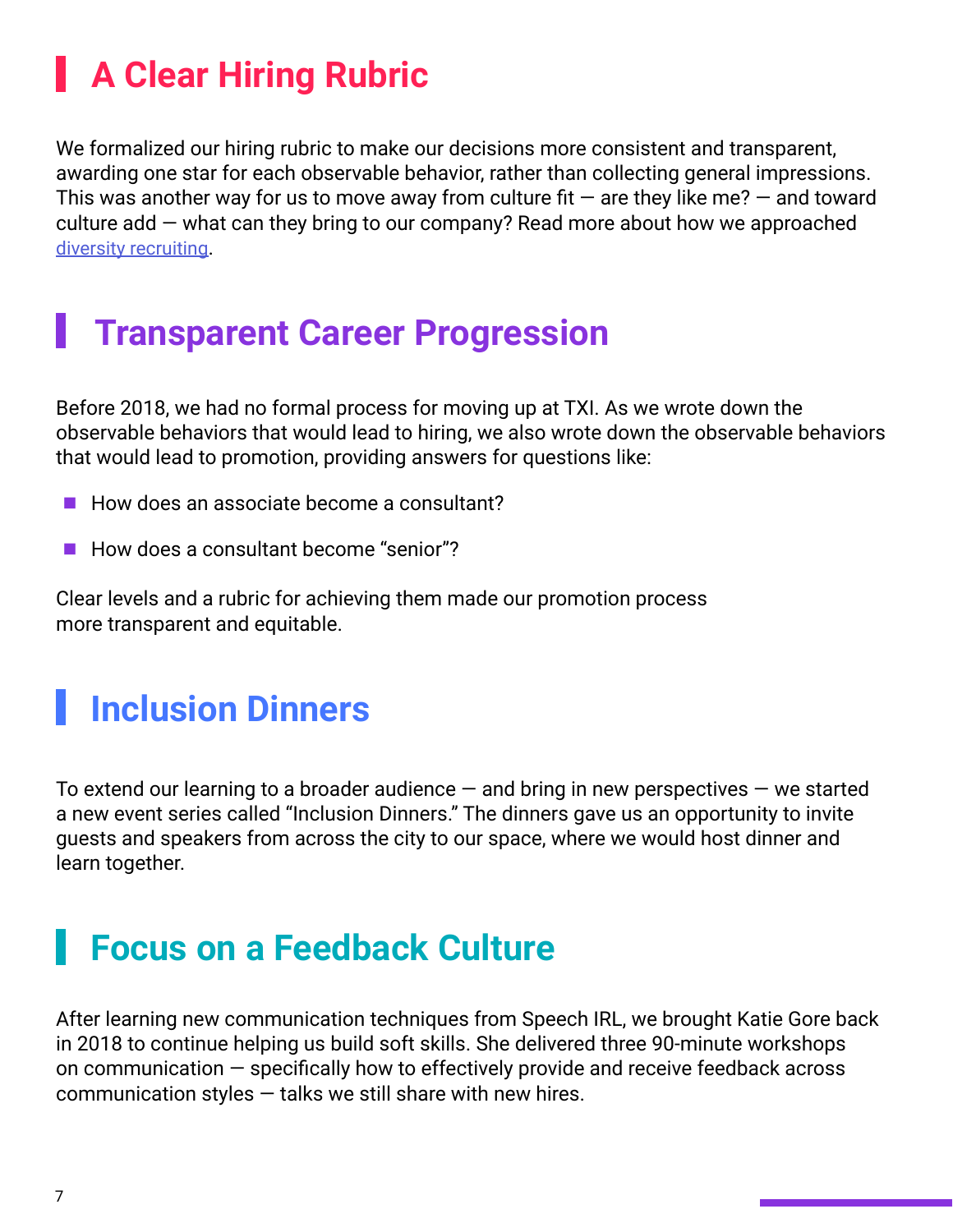## A Clear Hiring Rubric

We formalized our hiring rubric to make our decisions more consistent and transparent, awarding one star for each observable behavior, rather than collecting general impressions. This was another way for us to move away from culture fit — are they like me? — and toward culture add — what can they bring to our company? Read more about how we approached diversity recruiting.

## Transparent Career Progression

Before 2018, we had no formal process for moving up at TXI. As we wrote down the observable behaviors that would lead to hiring, we also wrote down the observable behaviors that would lead to promotion, providing answers for questions like:

- How does an associate become a consultant?
- How does a consultant become "senior"?

Clear levels and a rubric for achieving them made our promotion process more transparent and equitable.

## Inclusion Dinners

To extend our learning to a broader audience — and bring in new perspectives — we started a new event series called "Inclusion Dinners." The dinners gave us an opportunity to invite guests and speakers from across the city to our space, where we would host dinner and learn together.

## Focus on a Feedback Culture

After learning new communication techniques from Speech IRL, we brought Katie Gore back in 2018 to continue helping us build soft skills. She delivered three 90-minute workshops on communication — specifically how to effectively provide and receive feedback across communication styles — talks we still share with new hires.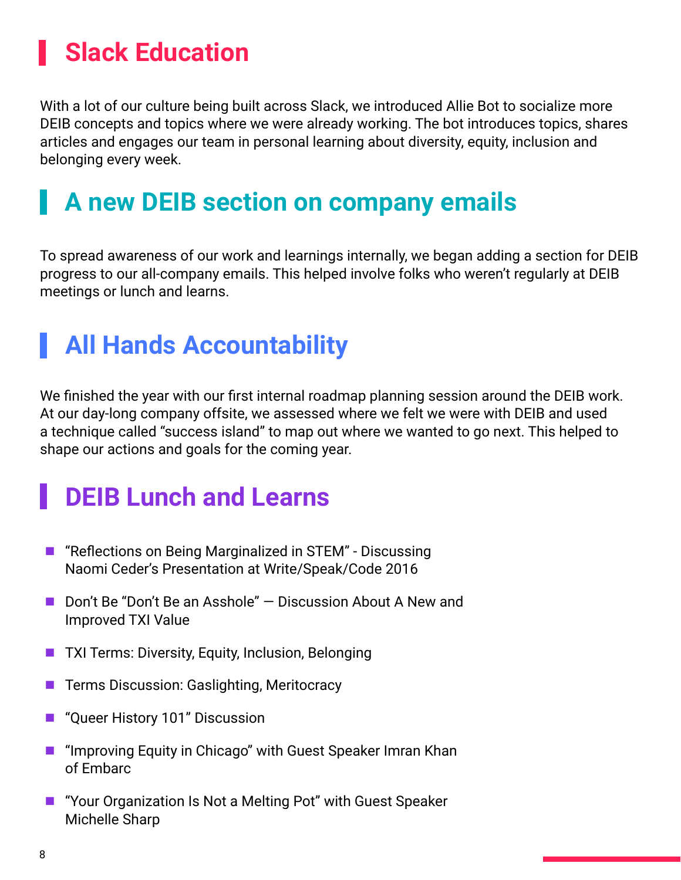## Slack Education

With a lot of our culture being built across Slack, we introduced Allie Bot to socialize more DEIB concepts and topics where we were already working. The bot introduces topics, shares articles and engages our team in personal learning about diversity, equity, inclusion and belonging every week.

## A new DEIB section on company emails

To spread awareness of our work and learnings internally, we began adding a section for DEIB progress to our all-company emails. This helped involve folks who weren't regularly at DEIB meetings or lunch and learns.

## All Hands Accountability

We finished the year with our first internal roadmap planning session around the DEIB work. At our day-long company offsite, we assessed where we felt we were with DEIB and used a technique called "success island" to map out where we wanted to go next. This helped to shape our actions and goals for the coming year.

## DEIB Lunch and Learns

- "Reflections on Being Marginalized in STEM" - Discussing Naomi Ceder's Presentation at Write/Speak/Code 2016
- Don't Be "Don't Be an Asshole" — Discussion About A New and Improved TXI Value
- TXI Terms: Diversity, Equity, Inclusion, Belonging
- Terms Discussion: Gaslighting, Meritocracy
- "Queer History 101" Discussion
- "Improving Equity in Chicago" with Guest Speaker Imran Khan of Embarc
- "Your Organization Is Not a Melting Pot" with Guest Speaker Michelle Sharp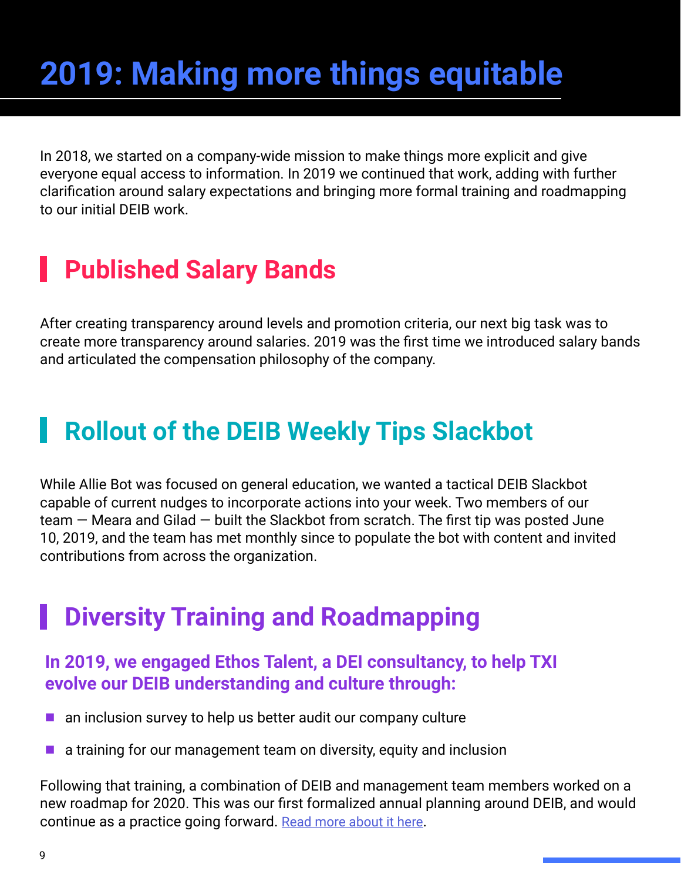# 2019: Making more things equitable

In 2018, we started on a company-wide mission to make things more explicit and give everyone equal access to information. In 2019 we continued that work, adding with further clarification around salary expectations and bringing more formal training and roadmapping to our initial DEIB work.

## Published Salary Bands

After creating transparency around levels and promotion criteria, our next big task was to create more transparency around salaries. 2019 was the first time we introduced salary bands and articulated the compensation philosophy of the company.

## Rollout of the DEIB Weekly Tips Slackbot

While Allie Bot was focused on general education, we wanted a tactical DEIB Slackbot capable of current nudges to incorporate actions into your week. Two members of our team — Meara and Gilad — built the Slackbot from scratch. The first tip was posted June 10, 2019, and the team has met monthly since to populate the bot with content and invited contributions from across the organization.

## Diversity Training and Roadmapping

### In 2019, we engaged Ethos Talent, a DEI consultancy, to help TXI evolve our DEIB understanding and culture through:

- an inclusion survey to help us better audit our company culture
- a training for our management team on diversity, equity and inclusion

Following that training, a combination of DEIB and management team members worked on a new roadmap for 2020. This was our first formalized annual planning around DEIB, and would continue as a practice going forward. [Read more about it here].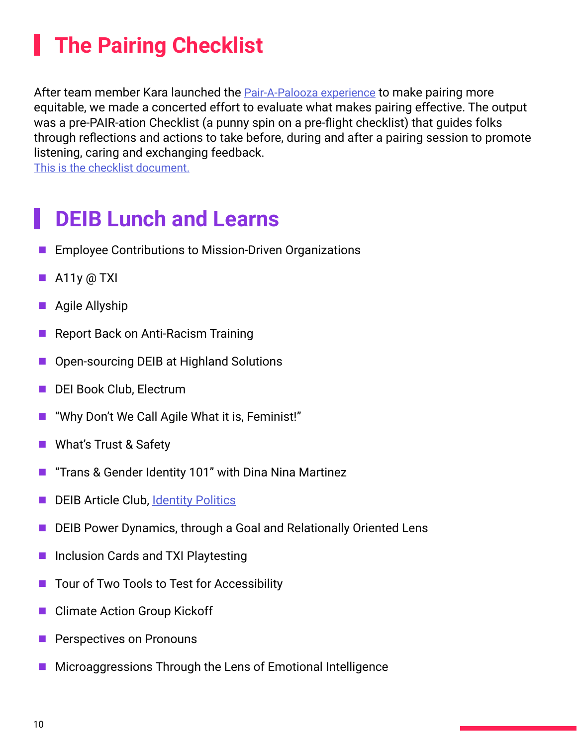## The Pairing Checklist

After team member Kara launched the [Pair-A-Palooza experience] to make pairing more equitable, we made a concerted effort to evaluate what makes pairing effective. The output was a pre-PAIR-ation Checklist (a punny spin on a pre-flight checklist) that guides folks through reflections and actions to take before, during and after a pairing session to promote listening, caring and exchanging feedback.
[This is the checklist document.]

## DEIB Lunch and Learns

- Employee Contributions to Mission-Driven Organizations
- A11y @ TXI
- Agile Allyship
- Report Back on Anti-Racism Training
- Open-sourcing DEIB at Highland Solutions
- DEI Book Club, Electrum
- “Why Don’t We Call Agile What it is, Feminist!”
- What’s Trust & Safety
- “Trans & Gender Identity 101” with Dina Nina Martinez
- DEIB Article Club, [Identity Politics]
- DEIB Power Dynamics, through a Goal and Relationally Oriented Lens
- Inclusion Cards and TXI Playtesting
- Tour of Two Tools to Test for Accessibility
- Climate Action Group Kickoff
- Perspectives on Pronouns
- Microaggressions Through the Lens of Emotional Intelligence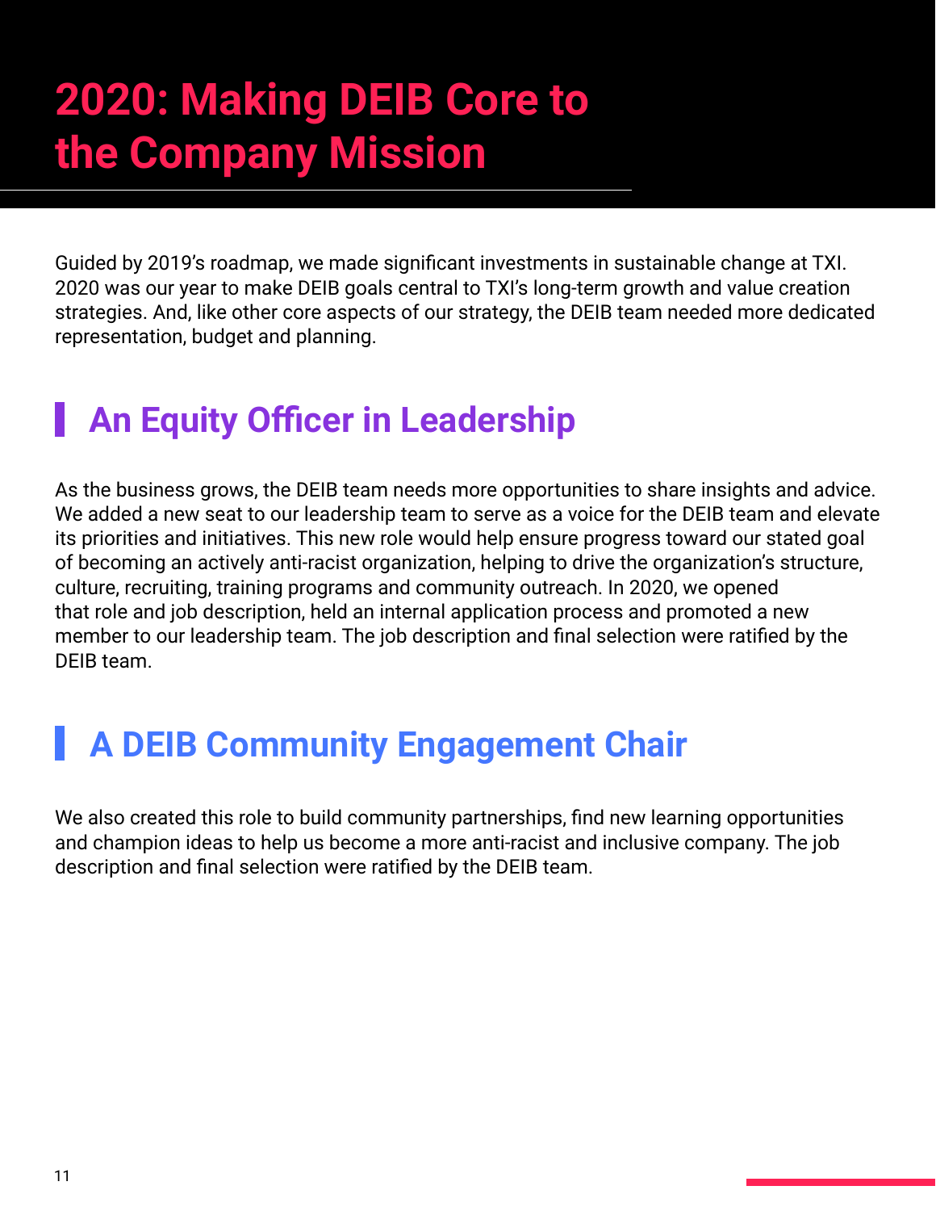# 2020: Making DEIB Core to the Company Mission

Guided by 2019's roadmap, we made significant investments in sustainable change at TXI. 2020 was our year to make DEIB goals central to TXI's long-term growth and value creation strategies. And, like other core aspects of our strategy, the DEIB team needed more dedicated representation, budget and planning.

## An Equity Officer in Leadership

As the business grows, the DEIB team needs more opportunities to share insights and advice. We added a new seat to our leadership team to serve as a voice for the DEIB team and elevate its priorities and initiatives. This new role would help ensure progress toward our stated goal of becoming an actively anti-racist organization, helping to drive the organization's structure, culture, recruiting, training programs and community outreach. In 2020, we opened that role and job description, held an internal application process and promoted a new member to our leadership team. The job description and final selection were ratified by the DEIB team.

## A DEIB Community Engagement Chair

We also created this role to build community partnerships, find new learning opportunities and champion ideas to help us become a more anti-racist and inclusive company. The job description and final selection were ratified by the DEIB team.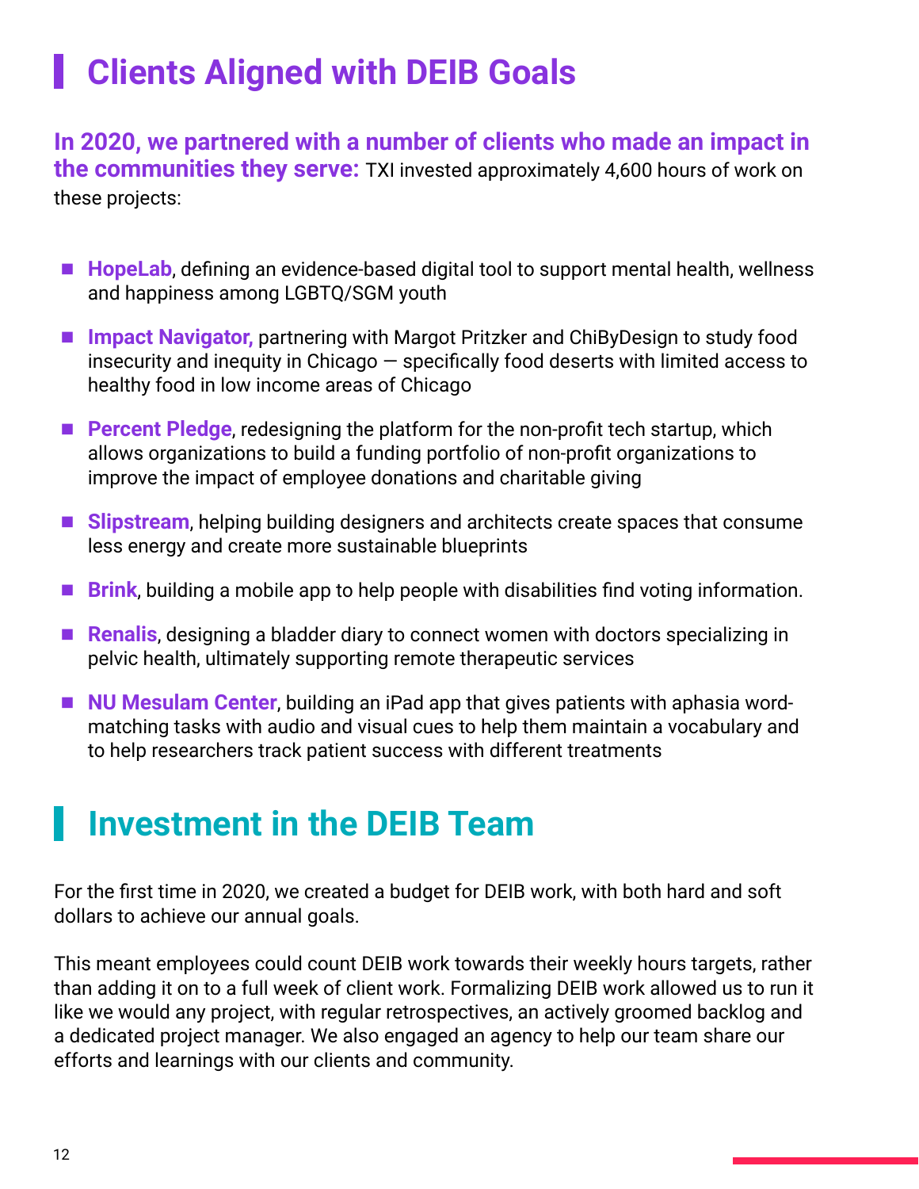# Clients Aligned with DEIB Goals

**In 2020, we partnered with a number of clients who made an impact in the communities they serve:** TXI invested approximately 4,600 hours of work on these projects:

- **HopeLab**, defining an evidence-based digital tool to support mental health, wellness and happiness among LGBTQ/SGM youth
- **Impact Navigator,** partnering with Margot Pritzker and ChiByDesign to study food insecurity and inequity in Chicago — specifically food deserts with limited access to healthy food in low income areas of Chicago
- **Percent Pledge**, redesigning the platform for the non-profit tech startup, which allows organizations to build a funding portfolio of non-profit organizations to improve the impact of employee donations and charitable giving
- **Slipstream**, helping building designers and architects create spaces that consume less energy and create more sustainable blueprints
- **Brink**, building a mobile app to help people with disabilities find voting information.
- **Renalis**, designing a bladder diary to connect women with doctors specializing in pelvic health, ultimately supporting remote therapeutic services
- **NU Mesulam Center**, building an iPad app that gives patients with aphasia word-matching tasks with audio and visual cues to help them maintain a vocabulary and to help researchers track patient success with different treatments

# Investment in the DEIB Team

For the first time in 2020, we created a budget for DEIB work, with both hard and soft dollars to achieve our annual goals.

This meant employees could count DEIB work towards their weekly hours targets, rather than adding it on to a full week of client work. Formalizing DEIB work allowed us to run it like we would any project, with regular retrospectives, an actively groomed backlog and a dedicated project manager. We also engaged an agency to help our team share our efforts and learnings with our clients and community.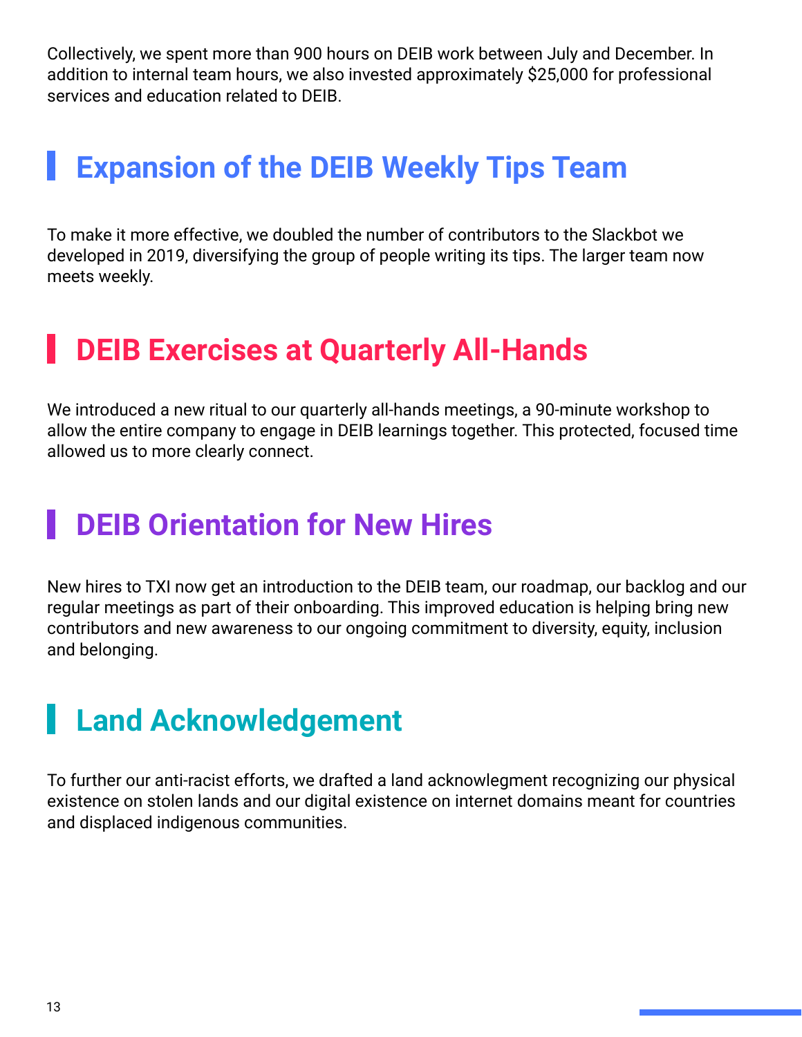Collectively, we spent more than 900 hours on DEIB work between July and December. In addition to internal team hours, we also invested approximately $25,000 for professional services and education related to DEIB.

## Expansion of the DEIB Weekly Tips Team

To make it more effective, we doubled the number of contributors to the Slackbot we developed in 2019, diversifying the group of people writing its tips. The larger team now meets weekly.

## DEIB Exercises at Quarterly All-Hands

We introduced a new ritual to our quarterly all-hands meetings, a 90-minute workshop to allow the entire company to engage in DEIB learnings together. This protected, focused time allowed us to more clearly connect.

## DEIB Orientation for New Hires

New hires to TXI now get an introduction to the DEIB team, our roadmap, our backlog and our regular meetings as part of their onboarding. This improved education is helping bring new contributors and new awareness to our ongoing commitment to diversity, equity, inclusion and belonging.

## Land Acknowledgement

To further our anti-racist efforts, we drafted a land acknowlegment recognizing our physical existence on stolen lands and our digital existence on internet domains meant for countries and displaced indigenous communities.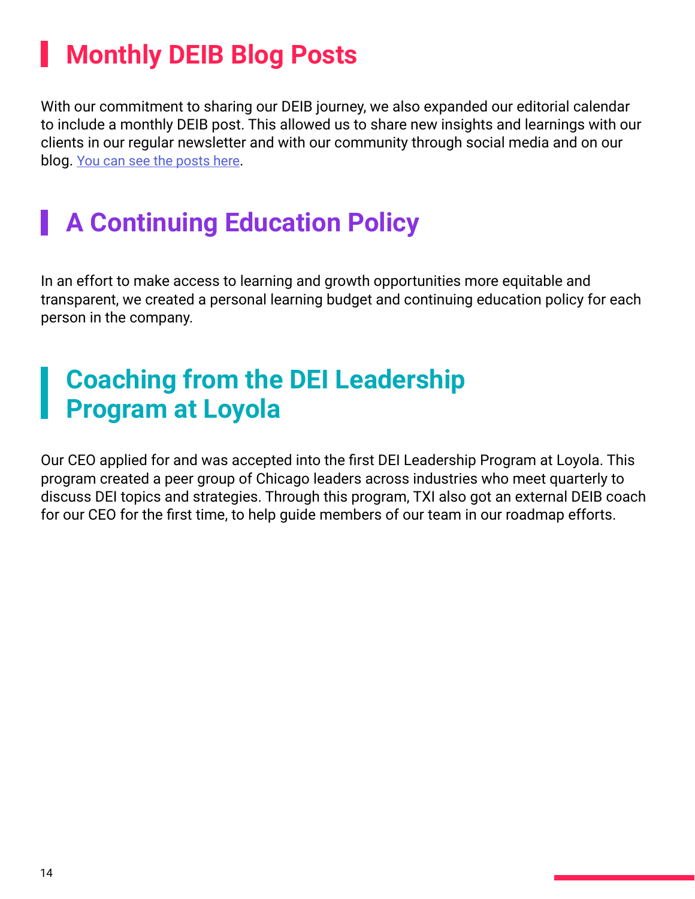## Monthly DEIB Blog Posts

With our commitment to sharing our DEIB journey, we also expanded our editorial calendar to include a monthly DEIB post. This allowed us to share new insights and learnings with our clients in our regular newsletter and with our community through social media and on our blog. You can see the posts here.

## A Continuing Education Policy

In an effort to make access to learning and growth opportunities more equitable and transparent, we created a personal learning budget and continuing education policy for each person in the company.

## Coaching from the DEI Leadership Program at Loyola

Our CEO applied for and was accepted into the first DEI Leadership Program at Loyola. This program created a peer group of Chicago leaders across industries who meet quarterly to discuss DEI topics and strategies. Through this program, TXI also got an external DEIB coach for our CEO for the first time, to help guide members of our team in our roadmap efforts.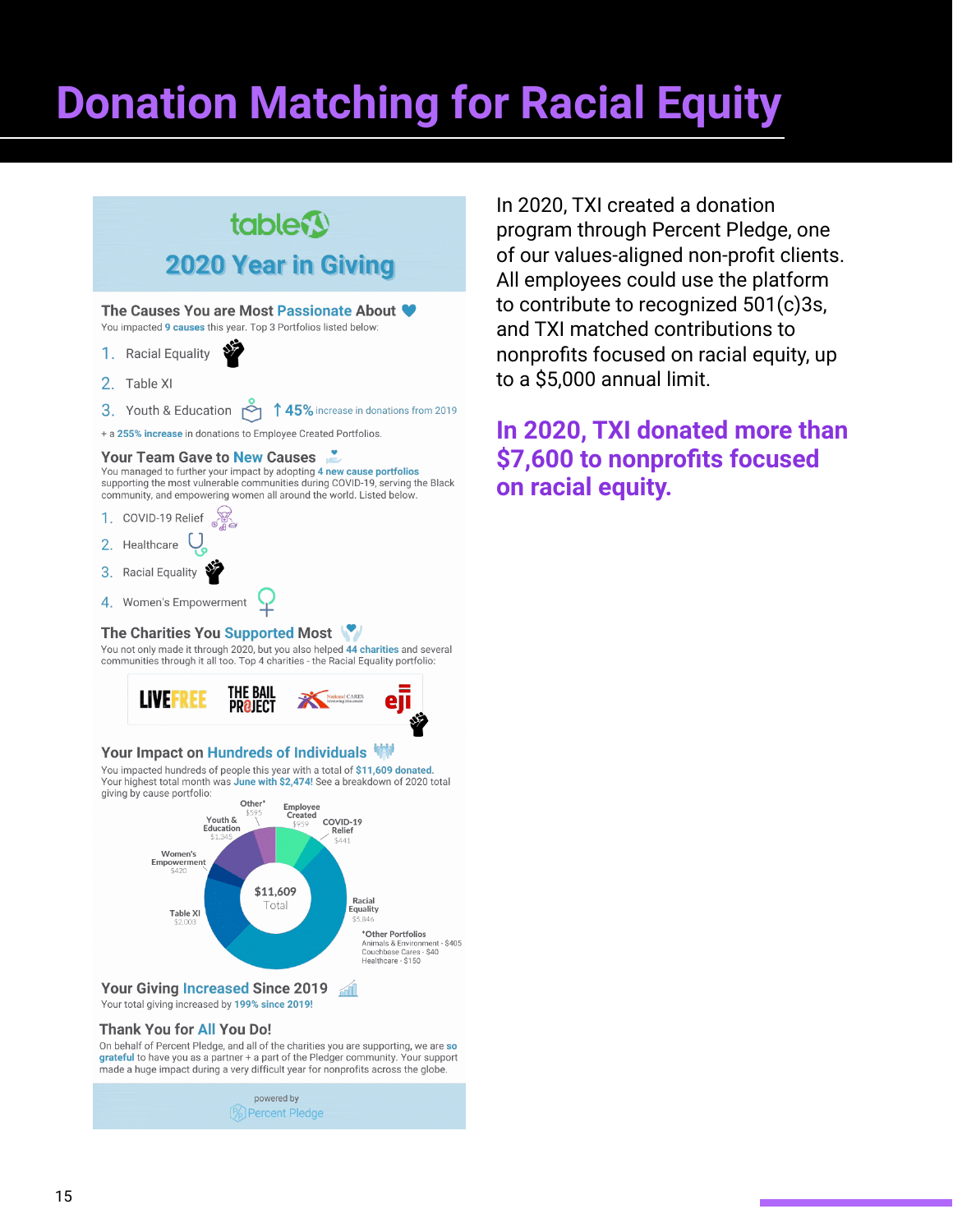# Donation Matching for Racial Equity

## tableXI 2020 Year in Giving

### The Causes You are Most Passionate About

You impacted 9 causes this year. Top 3 Portfolios listed below:

1. Racial Equality
2. Table XI
3. Youth & Education ↑ 45% increase in donations from 2019

+ a 255% increase in donations to Employee Created Portfolios.

### Your Team Gave to New Causes

You managed to further your impact by adopting 4 new cause portfolios supporting the most vulnerable communities during COVID-19, serving the Black community, and empowering women all around the world. Listed below.

1. COVID-19 Relief
2. Healthcare
3. Racial Equality
4. Women's Empowerment

### The Charities You Supported Most

You not only made it through 2020, but you also helped 44 charities and several communities through it all too. Top 4 charities - the Racial Equality portfolio:

LIVEFREE | THE BAIL PROJECT | National CARES Mentoring Movement | eji

### Your Impact on Hundreds of Individuals

You impacted hundreds of people this year with a total of $11,609 donated. Your highest total month was June with $2,474! See a breakdown of 2020 total giving by cause portfolio:

$11,609 Total

- Racial Equality $5,846
- Table XI $2,003
- Youth & Education $1,345
- Employee Created $959
- Other* $595
- COVID-19 Relief $441
- Women's Empowerment $420

*Other Portfolios: Animals & Environment - $405, Couchbase Cares - $40, Healthcare - $150

### Your Giving Increased Since 2019

Your total giving increased by 199% since 2019!

### Thank You for All You Do!

On behalf of Percent Pledge, and all of the charities you are supporting, we are so grateful to have you as a partner + a part of the Pledger community. Your support made a huge impact during a very difficult year for nonprofits across the globe.

powered by Percent Pledge

In 2020, TXI created a donation program through Percent Pledge, one of our values-aligned non-profit clients. All employees could use the platform to contribute to recognized 501(c)3s, and TXI matched contributions to nonprofits focused on racial equity, up to a $5,000 annual limit.

**In 2020, TXI donated more than $7,600 to nonprofits focused on racial equity.**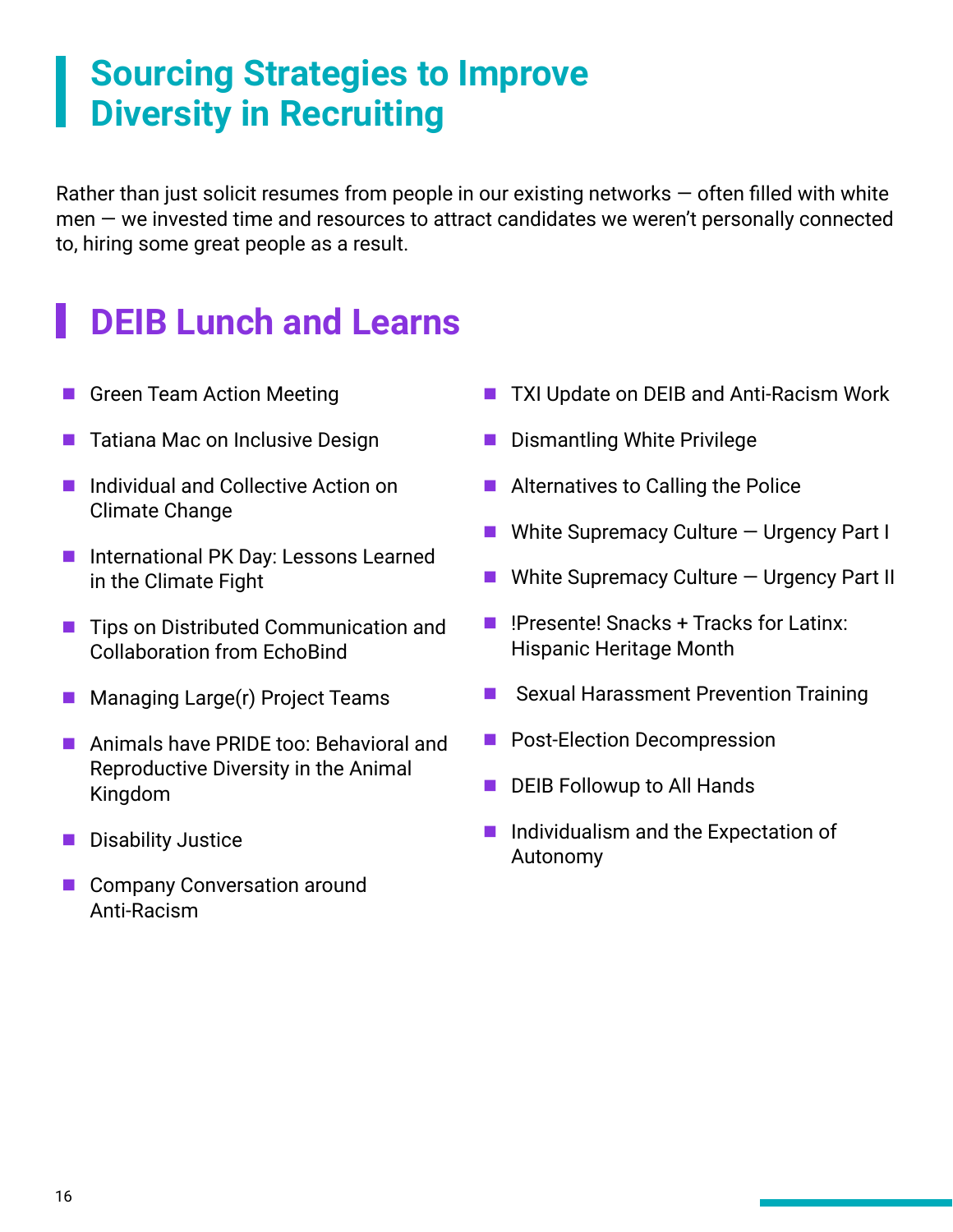## Sourcing Strategies to Improve Diversity in Recruiting

Rather than just solicit resumes from people in our existing networks — often filled with white men — we invested time and resources to attract candidates we weren't personally connected to, hiring some great people as a result.

## DEIB Lunch and Learns

- Green Team Action Meeting
- Tatiana Mac on Inclusive Design
- Individual and Collective Action on Climate Change
- International PK Day: Lessons Learned in the Climate Fight
- Tips on Distributed Communication and Collaboration from EchoBind
- Managing Large(r) Project Teams
- Animals have PRIDE too: Behavioral and Reproductive Diversity in the Animal Kingdom
- Disability Justice
- Company Conversation around Anti-Racism
- TXI Update on DEIB and Anti-Racism Work
- Dismantling White Privilege
- Alternatives to Calling the Police
- White Supremacy Culture — Urgency Part I
- White Supremacy Culture — Urgency Part II
- !Presente! Snacks + Tracks for Latinx: Hispanic Heritage Month
- Sexual Harassment Prevention Training
- Post-Election Decompression
- DEIB Followup to All Hands
- Individualism and the Expectation of Autonomy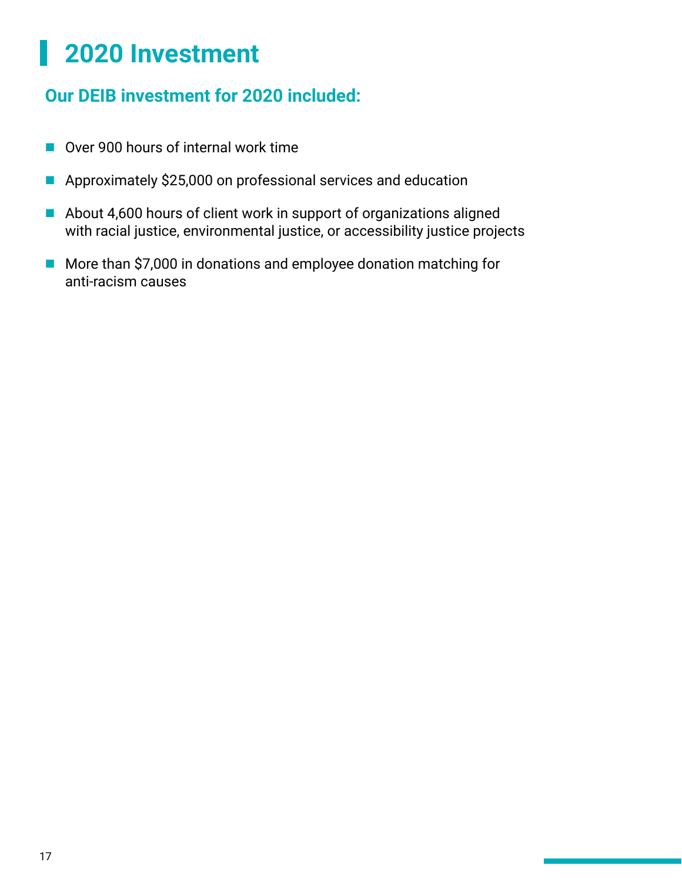# 2020 Investment

## Our DEIB investment for 2020 included:

- Over 900 hours of internal work time
- Approximately $25,000 on professional services and education
- About 4,600 hours of client work in support of organizations aligned with racial justice, environmental justice, or accessibility justice projects
- More than $7,000 in donations and employee donation matching for anti-racism causes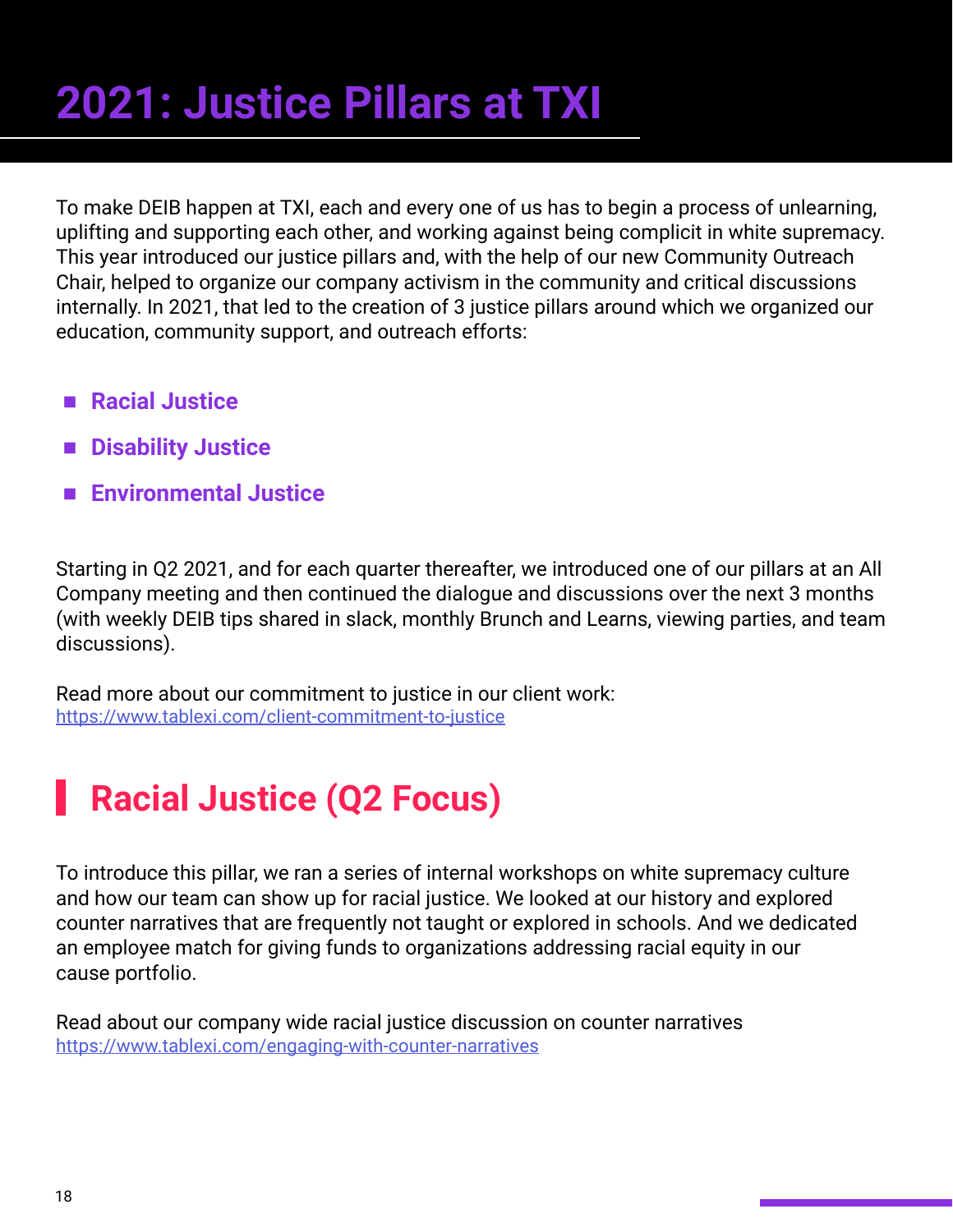# 2021: Justice Pillars at TXI

To make DEIB happen at TXI, each and every one of us has to begin a process of unlearning, uplifting and supporting each other, and working against being complicit in white supremacy. This year introduced our justice pillars and, with the help of our new Community Outreach Chair, helped to organize our company activism in the community and critical discussions internally. In 2021, that led to the creation of 3 justice pillars around which we organized our education, community support, and outreach efforts:

- **Racial Justice**
- **Disability Justice**
- **Environmental Justice**

Starting in Q2 2021, and for each quarter thereafter, we introduced one of our pillars at an All Company meeting and then continued the dialogue and discussions over the next 3 months (with weekly DEIB tips shared in slack, monthly Brunch and Learns, viewing parties, and team discussions).

Read more about our commitment to justice in our client work:
https://www.tablexi.com/client-commitment-to-justice

## Racial Justice (Q2 Focus)

To introduce this pillar, we ran a series of internal workshops on white supremacy culture and how our team can show up for racial justice. We looked at our history and explored counter narratives that are frequently not taught or explored in schools. And we dedicated an employee match for giving funds to organizations addressing racial equity in our cause portfolio.

Read about our company wide racial justice discussion on counter narratives
https://www.tablexi.com/engaging-with-counter-narratives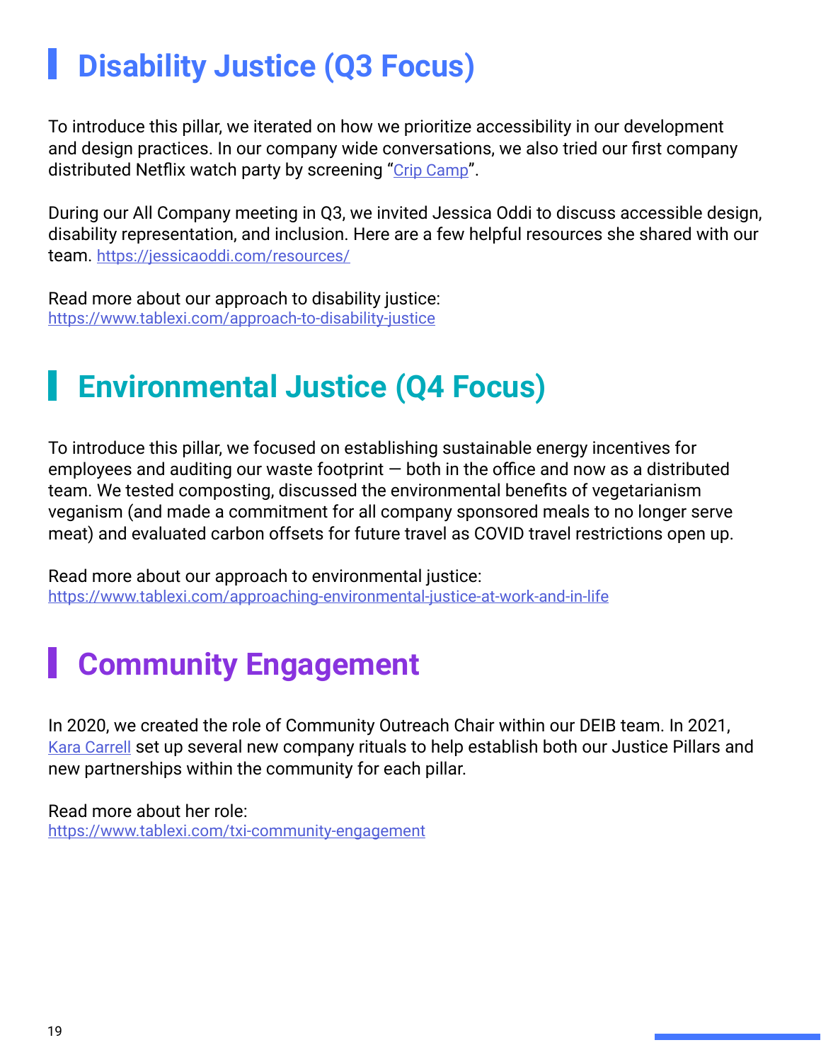# Disability Justice (Q3 Focus)

To introduce this pillar, we iterated on how we prioritize accessibility in our development and design practices. In our company wide conversations, we also tried our first company distributed Netflix watch party by screening "Crip Camp".

During our All Company meeting in Q3, we invited Jessica Oddi to discuss accessible design, disability representation, and inclusion. Here are a few helpful resources she shared with our team. https://jessicaoddi.com/resources/

Read more about our approach to disability justice:
https://www.tablexi.com/approach-to-disability-justice

# Environmental Justice (Q4 Focus)

To introduce this pillar, we focused on establishing sustainable energy incentives for employees and auditing our waste footprint — both in the office and now as a distributed team. We tested composting, discussed the environmental benefits of vegetarianism veganism (and made a commitment for all company sponsored meals to no longer serve meat) and evaluated carbon offsets for future travel as COVID travel restrictions open up.

Read more about our approach to environmental justice:
https://www.tablexi.com/approaching-environmental-justice-at-work-and-in-life

# Community Engagement

In 2020, we created the role of Community Outreach Chair within our DEIB team. In 2021, Kara Carrell set up several new company rituals to help establish both our Justice Pillars and new partnerships within the community for each pillar.

Read more about her role:
https://www.tablexi.com/txi-community-engagement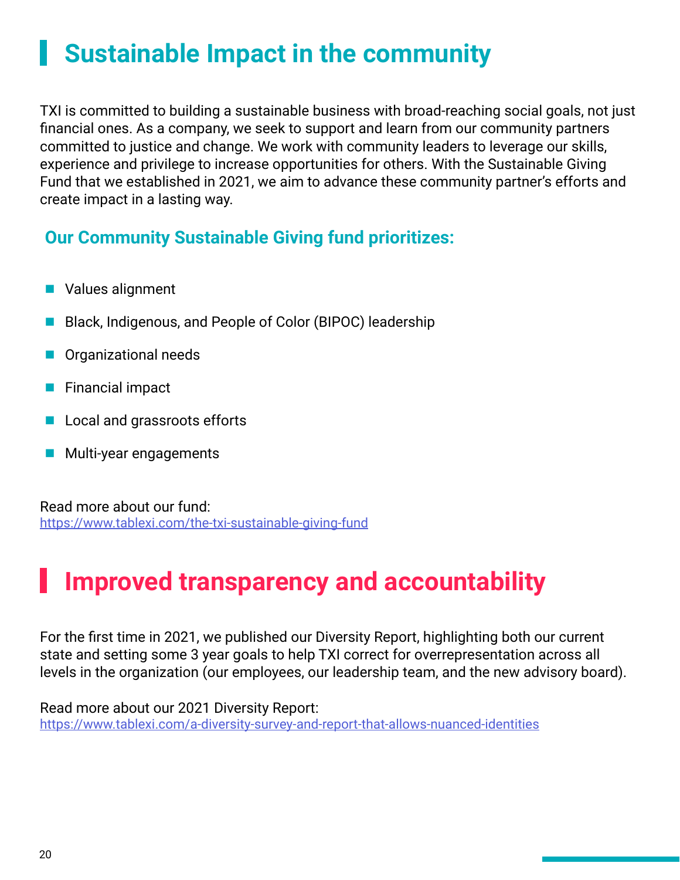# Sustainable Impact in the community

TXI is committed to building a sustainable business with broad-reaching social goals, not just financial ones. As a company, we seek to support and learn from our community partners committed to justice and change. We work with community leaders to leverage our skills, experience and privilege to increase opportunities for others. With the Sustainable Giving Fund that we established in 2021, we aim to advance these community partner's efforts and create impact in a lasting way.

## Our Community Sustainable Giving fund prioritizes:

- Values alignment
- Black, Indigenous, and People of Color (BIPOC) leadership
- Organizational needs
- Financial impact
- Local and grassroots efforts
- Multi-year engagements

Read more about our fund:
https://www.tablexi.com/the-txi-sustainable-giving-fund

# Improved transparency and accountability

For the first time in 2021, we published our Diversity Report, highlighting both our current state and setting some 3 year goals to help TXI correct for overrepresentation across all levels in the organization (our employees, our leadership team, and the new advisory board).

Read more about our 2021 Diversity Report:
https://www.tablexi.com/a-diversity-survey-and-report-that-allows-nuanced-identities